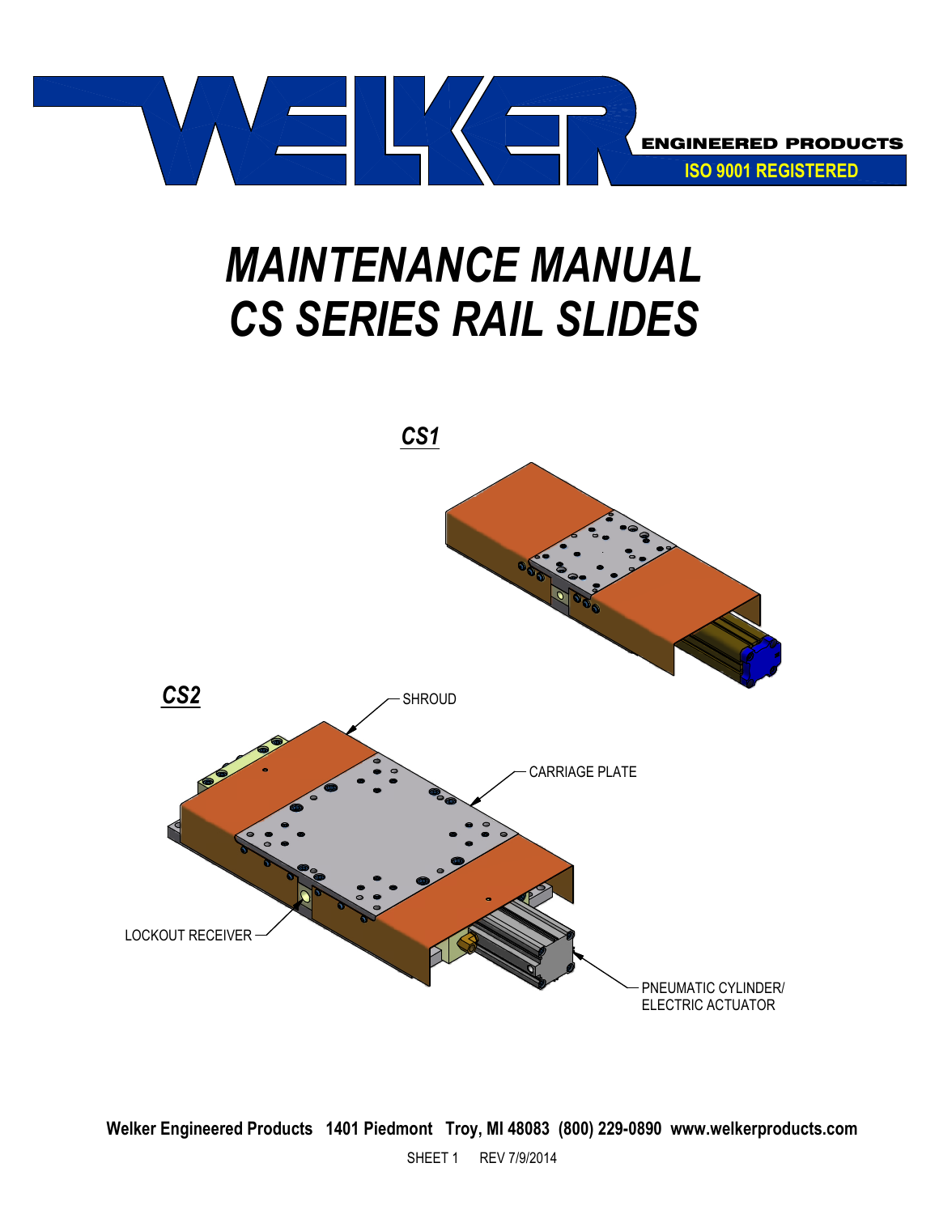WELKER ENGINEERED PRODUCTS
ISO 9001 REGISTERED

# *MAINTENANCE MANUAL*
# *CS SERIES RAIL SLIDES*

***CS1***

***CS2***

SHROUD

CARRIAGE PLATE

LOCKOUT RECEIVER

PNEUMATIC CYLINDER/
ELECTRIC ACTUATOR

**Welker Engineered Products 1401 Piedmont Troy, MI 48083 (800) 229-0890 www.welkerproducts.com**

SHEET 1 REV 7/9/2014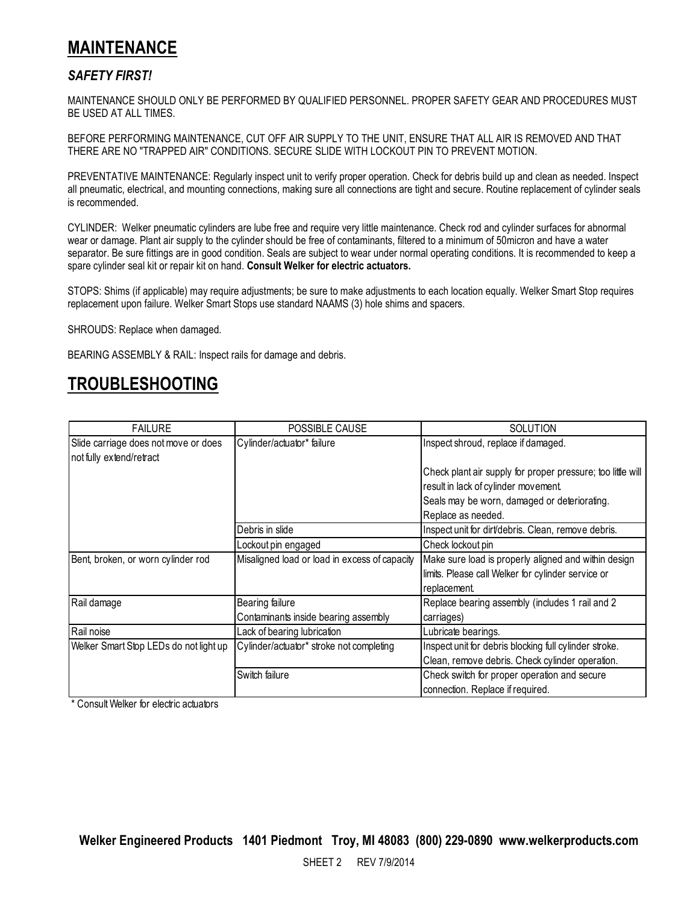# MAINTENANCE

### *SAFETY FIRST!*

MAINTENANCE SHOULD ONLY BE PERFORMED BY QUALIFIED PERSONNEL. PROPER SAFETY GEAR AND PROCEDURES MUST BE USED AT ALL TIMES.

BEFORE PERFORMING MAINTENANCE, CUT OFF AIR SUPPLY TO THE UNIT, ENSURE THAT ALL AIR IS REMOVED AND THAT THERE ARE NO "TRAPPED AIR" CONDITIONS. SECURE SLIDE WITH LOCKOUT PIN TO PREVENT MOTION.

PREVENTATIVE MAINTENANCE: Regularly inspect unit to verify proper operation. Check for debris build up and clean as needed. Inspect all pneumatic, electrical, and mounting connections, making sure all connections are tight and secure. Routine replacement of cylinder seals is recommended.

CYLINDER: Welker pneumatic cylinders are lube free and require very little maintenance. Check rod and cylinder surfaces for abnormal wear or damage. Plant air supply to the cylinder should be free of contaminants, filtered to a minimum of 50micron and have a water separator. Be sure fittings are in good condition. Seals are subject to wear under normal operating conditions. It is recommended to keep a spare cylinder seal kit or repair kit on hand. **Consult Welker for electric actuators.**

STOPS: Shims (if applicable) may require adjustments; be sure to make adjustments to each location equally. Welker Smart Stop requires replacement upon failure. Welker Smart Stops use standard NAAMS (3) hole shims and spacers.

SHROUDS: Replace when damaged.

BEARING ASSEMBLY & RAIL: Inspect rails for damage and debris.

# TROUBLESHOOTING

| FAILURE | POSSIBLE CAUSE | SOLUTION |
|---|---|---|
| Slide carriage does not move or does not fully extend/retract | Cylinder/actuator* failure | Inspect shroud, replace if damaged.<br><br>Check plant air supply for proper pressure; too little will result in lack of cylinder movement.<br>Seals may be worn, damaged or deteriorating. Replace as needed. |
| | Debris in slide | Inspect unit for dirt/debris. Clean, remove debris. |
| | Lockout pin engaged | Check lockout pin |
| Bent, broken, or worn cylinder rod | Misaligned load or load in excess of capacity | Make sure load is properly aligned and within design limits. Please call Welker for cylinder service or replacement. |
| Rail damage | Bearing failure<br>Contaminants inside bearing assembly | Replace bearing assembly (includes 1 rail and 2 carriages) |
| Rail noise | Lack of bearing lubrication | Lubricate bearings. |
| Welker Smart Stop LEDs do not light up | Cylinder/actuator* stroke not completing | Inspect unit for debris blocking full cylinder stroke. Clean, remove debris. Check cylinder operation. |
| | Switch failure | Check switch for proper operation and secure connection. Replace if required. |

\* Consult Welker for electric actuators

**Welker Engineered Products 1401 Piedmont Troy, MI 48083 (800) 229-0890 www.welkerproducts.com**

SHEET 2 REV 7/9/2014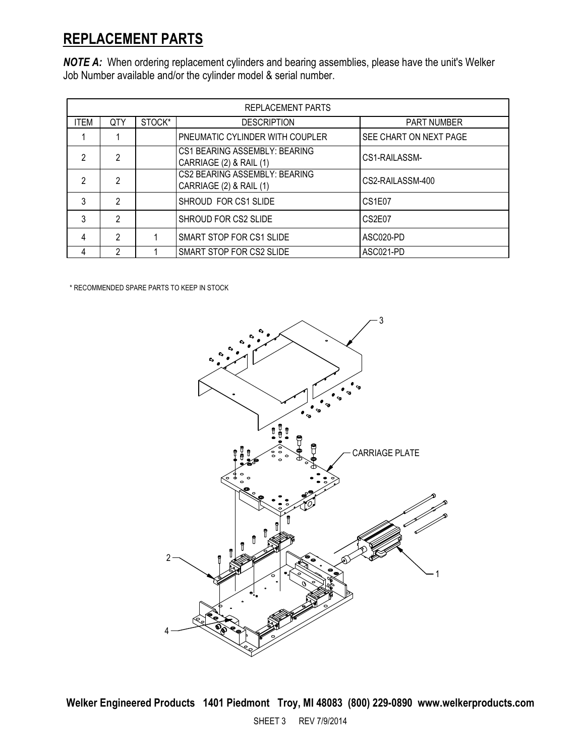## REPLACEMENT PARTS

***NOTE A:*** When ordering replacement cylinders and bearing assemblies, please have the unit's Welker Job Number available and/or the cylinder model & serial number.

| REPLACEMENT PARTS | | | | |
|---|---|---|---|---|
| ITEM | QTY | STOCK* | DESCRIPTION | PART NUMBER |
| 1 | 1 | | PNEUMATIC CYLINDER WITH COUPLER | SEE CHART ON NEXT PAGE |
| 2 | 2 | | CS1 BEARING ASSEMBLY: BEARING CARRIAGE (2) & RAIL (1) | CS1-RAILASSM- |
| 2 | 2 | | CS2 BEARING ASSEMBLY: BEARING CARRIAGE (2) & RAIL (1) | CS2-RAILASSM-400 |
| 3 | 2 | | SHROUD FOR CS1 SLIDE | CS1E07 |
| 3 | 2 | | SHROUD FOR CS2 SLIDE | CS2E07 |
| 4 | 2 | 1 | SMART STOP FOR CS1 SLIDE | ASC020-PD |
| 4 | 2 | 1 | SMART STOP FOR CS2 SLIDE | ASC021-PD |

* RECOMMENDED SPARE PARTS TO KEEP IN STOCK

3

CARRIAGE PLATE

2

1

4

**Welker Engineered Products 1401 Piedmont Troy, MI 48083 (800) 229-0890 www.welkerproducts.com**

SHEET 3 REV 7/9/2014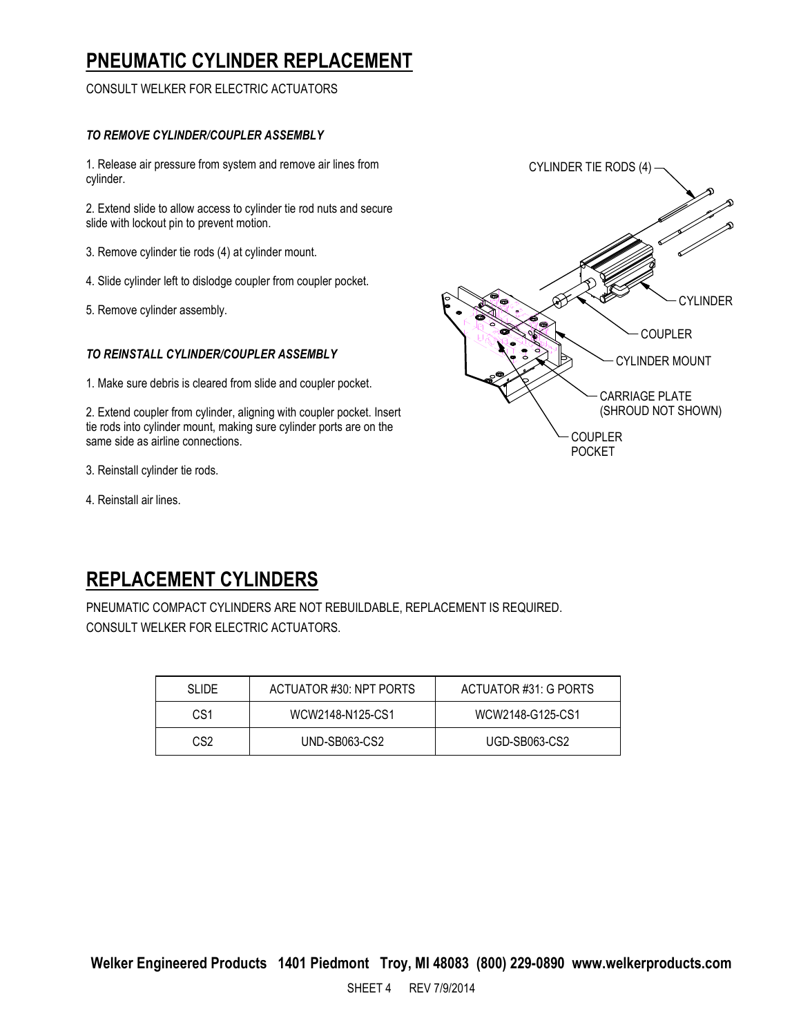# PNEUMATIC CYLINDER REPLACEMENT

CONSULT WELKER FOR ELECTRIC ACTUATORS

### *TO REMOVE CYLINDER/COUPLER ASSEMBLY*

1. Release air pressure from system and remove air lines from cylinder.

2. Extend slide to allow access to cylinder tie rod nuts and secure slide with lockout pin to prevent motion.

3. Remove cylinder tie rods (4) at cylinder mount.

4. Slide cylinder left to dislodge coupler from coupler pocket.

5. Remove cylinder assembly.

### *TO REINSTALL CYLINDER/COUPLER ASSEMBLY*

1. Make sure debris is cleared from slide and coupler pocket.

2. Extend coupler from cylinder, aligning with coupler pocket. Insert tie rods into cylinder mount, making sure cylinder ports are on the same side as airline connections.

3. Reinstall cylinder tie rods.

4. Reinstall air lines.

CYLINDER TIE RODS (4)

CYLINDER

COUPLER

CYLINDER MOUNT

CARRIAGE PLATE (SHROUD NOT SHOWN)

COUPLER POCKET

# REPLACEMENT CYLINDERS

PNEUMATIC COMPACT CYLINDERS ARE NOT REBUILDABLE, REPLACEMENT IS REQUIRED.
CONSULT WELKER FOR ELECTRIC ACTUATORS.

| SLIDE | ACTUATOR #30: NPT PORTS | ACTUATOR #31: G PORTS |
|---|---|---|
| CS1 | WCW2148-N125-CS1 | WCW2148-G125-CS1 |
| CS2 | UND-SB063-CS2 | UGD-SB063-CS2 |

**Welker Engineered Products 1401 Piedmont Troy, MI 48083 (800) 229-0890 www.welkerproducts.com**

SHEET 4 REV 7/9/2014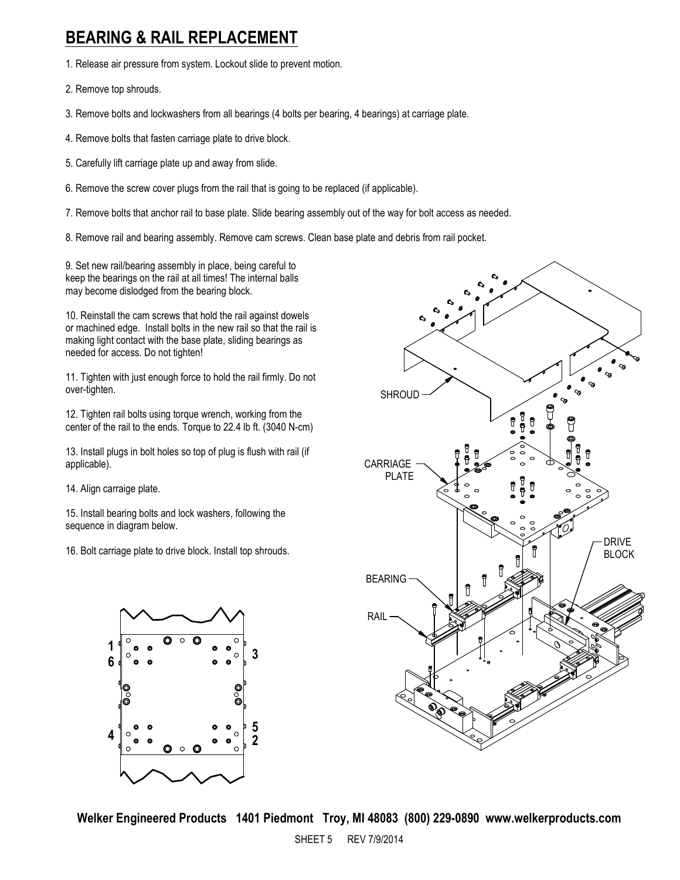# BEARING & RAIL REPLACEMENT

1. Release air pressure from system. Lockout slide to prevent motion.

2. Remove top shrouds.

3. Remove bolts and lockwashers from all bearings (4 bolts per bearing, 4 bearings) at carriage plate.

4. Remove bolts that fasten carriage plate to drive block.

5. Carefully lift carriage plate up and away from slide.

6. Remove the screw cover plugs from the rail that is going to be replaced (if applicable).

7. Remove bolts that anchor rail to base plate. Slide bearing assembly out of the way for bolt access as needed.

8. Remove rail and bearing assembly. Remove cam screws. Clean base plate and debris from rail pocket.

9. Set new rail/bearing assembly in place, being careful to keep the bearings on the rail at all times! The internal balls may become dislodged from the bearing block.

10. Reinstall the cam screws that hold the rail against dowels or machined edge. Install bolts in the new rail so that the rail is making light contact with the base plate, sliding bearings as needed for access. Do not tighten!

11. Tighten with just enough force to hold the rail firmly. Do not over-tighten.

12. Tighten rail bolts using torque wrench, working from the center of the rail to the ends. Torque to 22.4 lb ft. (3040 N-cm)

13. Install plugs in bolt holes so top of plug is flush with rail (if applicable).

14. Align carraige plate.

15. Install bearing bolts and lock washers, following the sequence in diagram below.

16. Bolt carriage plate to drive block. Install top shrouds.

SHROUD

CARRIAGE PLATE

DRIVE BLOCK

BEARING

RAIL

1
6

3

4

5
2

**Welker Engineered Products 1401 Piedmont Troy, MI 48083 (800) 229-0890 www.welkerproducts.com**

SHEET 5 REV 7/9/2014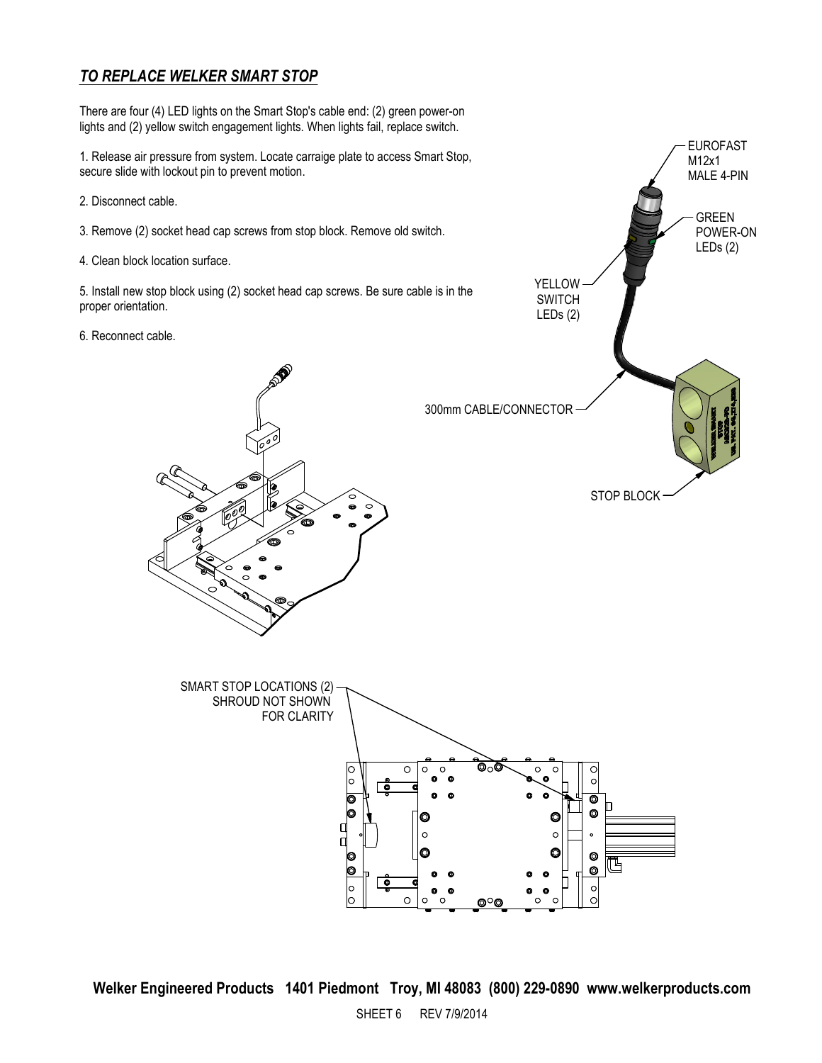## *TO REPLACE WELKER SMART STOP*

There are four (4) LED lights on the Smart Stop's cable end: (2) green power-on lights and (2) yellow switch engagement lights. When lights fail, replace switch.

1. Release air pressure from system. Locate carraige plate to access Smart Stop, secure slide with lockout pin to prevent motion.

2. Disconnect cable.

3. Remove (2) socket head cap screws from stop block. Remove old switch.

4. Clean block location surface.

5. Install new stop block using (2) socket head cap screws. Be sure cable is in the proper orientation.

6. Reconnect cable.

EUROFAST
M12x1
MALE 4-PIN

GREEN
POWER-ON
LEDs (2)

YELLOW
SWITCH
LEDs (2)

300mm CABLE/CONNECTOR

STOP BLOCK

SMART STOP LOCATIONS (2)
SHROUD NOT SHOWN
FOR CLARITY

**Welker Engineered Products 1401 Piedmont Troy, MI 48083 (800) 229-0890 www.welkerproducts.com**

SHEET 6 REV 7/9/2014